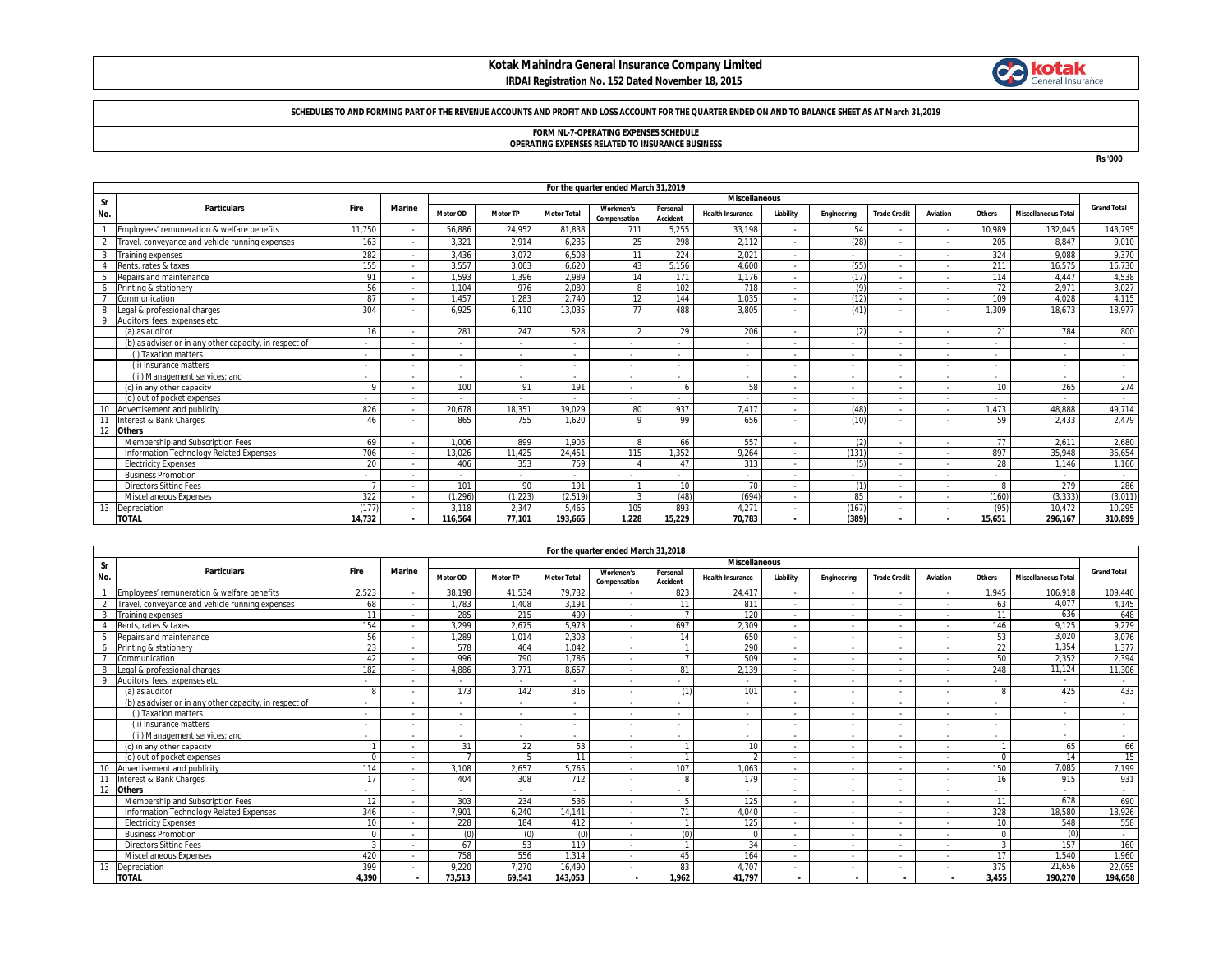# Kotak Mahindra General Insurance Company Limited

**IRDAI Registration No. 152 Dated November 18, 2015**

**SCHEDULES TO AND FORMING PART OF THE REVENUE ACCOUNTS AND PROFIT AND LOSS ACCOUNT FOR THE QUARTER ENDED ON AND TO BALANCE SHEET AS AT March 31,2019**

**FORM NL-7-OPERATING EXPENSES SCHEDULE**
**OPERATING EXPENSES RELATED TO INSURANCE BUSINESS**

Rs '000

**For the quarter ended March 31,2019**

| Sr No. | Particulars | Fire | Marine | Miscellaneous | | | | | | | | | | | | | Grand Total |
|---|---|---|---|---|---|---|---|---|---|---|---|---|---|---|---|---|---|
| | | | | Motor OD | Motor TP | Motor Total | Workmen's Compensation | Personal Accident | Health Insurance | Liability | Engineering | Trade Credit | Aviation | Others | Miscellaneous Total | | |
| 1 | Employees' remuneration & welfare benefits | 11,750 | - | 56,886 | 24,952 | 81,838 | 711 | 5,255 | 33,198 | - | 54 | - | - | 10,989 | 132,045 | | 143,795 |
| 2 | Travel, conveyance and vehicle running expenses | 163 | - | 3,321 | 2,914 | 6,235 | 25 | 298 | 2,112 | - | (28) | - | - | 205 | 8,847 | | 9,010 |
| 3 | Training expenses | 282 | - | 3,436 | 3,072 | 6,508 | 11 | 224 | 2,021 | - | - | - | - | 324 | 9,088 | | 9,370 |
| 4 | Rents, rates & taxes | 155 | - | 3,557 | 3,063 | 6,620 | 43 | 5,156 | 4,600 | - | (55) | - | - | 211 | 16,575 | | 16,730 |
| 5 | Repairs and maintenance | 91 | - | 1,593 | 1,396 | 2,989 | 14 | 171 | 1,176 | - | (17) | - | - | 114 | 4,447 | | 4,538 |
| 6 | Printing & stationery | 56 | - | 1,104 | 976 | 2,080 | 8 | 102 | 718 | - | (9) | - | - | 72 | 2,971 | | 3,027 |
| 7 | Communication | 87 | - | 1,457 | 1,283 | 2,740 | 12 | 144 | 1,035 | - | (12) | - | - | 109 | 4,028 | | 4,115 |
| 8 | Legal & professional charges | 304 | - | 6,925 | 6,110 | 13,035 | 77 | 488 | 3,805 | - | (41) | - | - | 1,309 | 18,673 | | 18,977 |
| 9 | Auditors' fees, expenses etc | | | | | | | | | | | | | | | | |
| | (a) as auditor | 16 | - | 281 | 247 | 528 | 2 | 29 | 206 | - | (2) | - | - | 21 | 784 | | 800 |
| | (b) as adviser or in any other capacity, in respect of | - | - | - | - | - | - | - | - | - | - | - | - | - | - | | - |
| | (i) Taxation matters | - | - | - | - | - | - | - | - | - | - | - | - | - | - | | - |
| | (ii) Insurance matters | - | - | - | - | - | - | - | - | - | - | - | - | - | - | | - |
| | (iii) Management services; and | - | - | - | - | - | - | - | - | - | - | - | - | - | - | | - |
| | (c) in any other capacity | 9 | - | 100 | 91 | 191 | - | 6 | 58 | - | - | - | - | 10 | 265 | | 274 |
| | (d) out of pocket expenses | - | - | - | - | - | - | - | - | - | - | - | - | - | - | | - |
| 10 | Advertisement and publicity | 826 | - | 20,678 | 18,351 | 39,029 | 80 | 937 | 7,417 | - | (48) | - | - | 1,473 | 48,888 | | 49,714 |
| 11 | Interest & Bank Charges | 46 | - | 865 | 755 | 1,620 | 9 | 99 | 656 | - | (10) | - | - | 59 | 2,433 | | 2,479 |
| 12 | **Others** | | | | | | | | | | | | | | | | |
| | Membership and Subscription Fees | 69 | - | 1,006 | 899 | 1,905 | 8 | 66 | 557 | - | (2) | - | - | 77 | 2,611 | | 2,680 |
| | Information Technology Related Expenses | 706 | - | 13,026 | 11,425 | 24,451 | 115 | 1,352 | 9,264 | - | (131) | - | - | 897 | 35,948 | | 36,654 |
| | Electricity Expenses | 20 | - | 406 | 353 | 759 | 4 | 47 | 313 | - | (5) | - | - | 28 | 1,146 | | 1,166 |
| | Business Promotion | - | - | - | - | - | - | - | - | - | - | - | - | - | - | | - |
| | Directors Sitting Fees | 7 | - | 101 | 90 | 191 | 1 | 10 | 70 | - | (1) | - | - | 8 | 279 | | 286 |
| | Miscellaneous Expenses | 322 | - | (1,296) | (1,223) | (2,519) | 3 | (48) | (694) | - | 85 | - | - | (160) | (3,333) | | (3,011) |
| 13 | Depreciation | (177) | - | 3,118 | 2,347 | 5,465 | 105 | 893 | 4,271 | - | (167) | - | - | (95) | 10,472 | | 10,295 |
| | **TOTAL** | **14,732** | **-** | **116,564** | **77,101** | **193,665** | **1,228** | **15,229** | **70,783** | **-** | **(389)** | **-** | **-** | **15,651** | **296,167** | | **310,899** |

**For the quarter ended March 31,2018**

| Sr No. | Particulars | Fire | Marine | Miscellaneous | | | | | | | | | | | | | Grand Total |
|---|---|---|---|---|---|---|---|---|---|---|---|---|---|---|---|---|---|
| | | | | Motor OD | Motor TP | Motor Total | Workmen's Compensation | Personal Accident | Health Insurance | Liability | Engineering | Trade Credit | Aviation | Others | Miscellaneous Total | | |
| 1 | Employees' remuneration & welfare benefits | 2,523 | - | 38,198 | 41,534 | 79,732 | - | 823 | 24,417 | - | - | - | - | 1,945 | 106,918 | | 109,440 |
| 2 | Travel, conveyance and vehicle running expenses | 68 | - | 1,783 | 1,408 | 3,191 | - | 11 | 811 | - | - | - | - | 63 | 4,077 | | 4,145 |
| 3 | Training expenses | 11 | - | 285 | 215 | 499 | - | 7 | 120 | - | - | - | - | 11 | 636 | | 648 |
| 4 | Rents, rates & taxes | 154 | - | 3,299 | 2,675 | 5,973 | - | 697 | 2,309 | - | - | - | - | 146 | 9,125 | | 9,279 |
| 5 | Repairs and maintenance | 56 | - | 1,289 | 1,014 | 2,303 | - | 14 | 650 | - | - | - | - | 53 | 3,020 | | 3,076 |
| 6 | Printing & stationery | 23 | - | 578 | 464 | 1,042 | - | 1 | 290 | - | - | - | - | 22 | 1,354 | | 1,377 |
| 7 | Communication | 42 | - | 996 | 790 | 1,786 | - | 7 | 509 | - | - | - | - | 50 | 2,352 | | 2,394 |
| 8 | Legal & professional charges | 182 | - | 4,886 | 3,771 | 8,657 | - | 81 | 2,139 | - | - | - | - | 248 | 11,124 | | 11,306 |
| 9 | Auditors' fees, expenses etc | - | - | - | - | - | - | - | - | - | - | - | - | - | - | | - |
| | (a) as auditor | 8 | - | 173 | 142 | 316 | - | (1) | 101 | - | - | - | - | 8 | 425 | | 433 |
| | (b) as adviser or in any other capacity, in respect of | - | - | - | - | - | - | - | - | - | - | - | - | - | - | | - |
| | (i) Taxation matters | - | - | - | - | - | - | - | - | - | - | - | - | - | - | | - |
| | (ii) Insurance matters | - | - | - | - | - | - | - | - | - | - | - | - | - | - | | - |
| | (iii) Management services; and | - | - | - | - | - | - | - | - | - | - | - | - | - | - | | - |
| | (c) in any other capacity | 1 | - | 31 | 22 | 53 | - | 1 | 10 | - | - | - | - | 1 | 65 | | 66 |
| | (d) out of pocket expenses | 0 | - | 7 | 5 | 11 | - | 1 | 2 | - | - | - | - | 0 | 14 | | 15 |
| 10 | Advertisement and publicity | 114 | - | 3,108 | 2,657 | 5,765 | - | 107 | 1,063 | - | - | - | - | 150 | 7,085 | | 7,199 |
| 11 | Interest & Bank Charges | 17 | - | 404 | 308 | 712 | - | 8 | 179 | - | - | - | - | 16 | 915 | | 931 |
| 12 | **Others** | - | - | - | - | - | - | - | - | - | - | - | - | - | - | | - |
| | Membership and Subscription Fees | 12 | - | 303 | 234 | 536 | - | 5 | 125 | - | - | - | - | 11 | 678 | | 690 |
| | Information Technology Related Expenses | 346 | - | 7,901 | 6,240 | 14,141 | - | 71 | 4,040 | - | - | - | - | 328 | 18,580 | | 18,926 |
| | Electricity Expenses | 10 | - | 228 | 184 | 412 | - | 1 | 125 | - | - | - | - | 10 | 548 | | 558 |
| | Business Promotion | 0 | - | (0) | (0) | (0) | - | (0) | 0 | - | - | - | - | 0 | (0) | | - |
| | Directors Sitting Fees | 3 | - | 67 | 53 | 119 | - | 1 | 34 | - | - | - | - | 3 | 157 | | 160 |
| | Miscellaneous Expenses | 420 | - | 758 | 556 | 1,314 | - | 45 | 164 | - | - | - | - | 17 | 1,540 | | 1,960 |
| 13 | Depreciation | 399 | - | 9,220 | 7,270 | 16,490 | - | 83 | 4,707 | - | - | - | - | 375 | 21,656 | | 22,055 |
| | **TOTAL** | **4,390** | **-** | **73,513** | **69,541** | **143,053** | **-** | **1,962** | **41,797** | **-** | **-** | **-** | **-** | **3,455** | **190,270** | | **194,658** |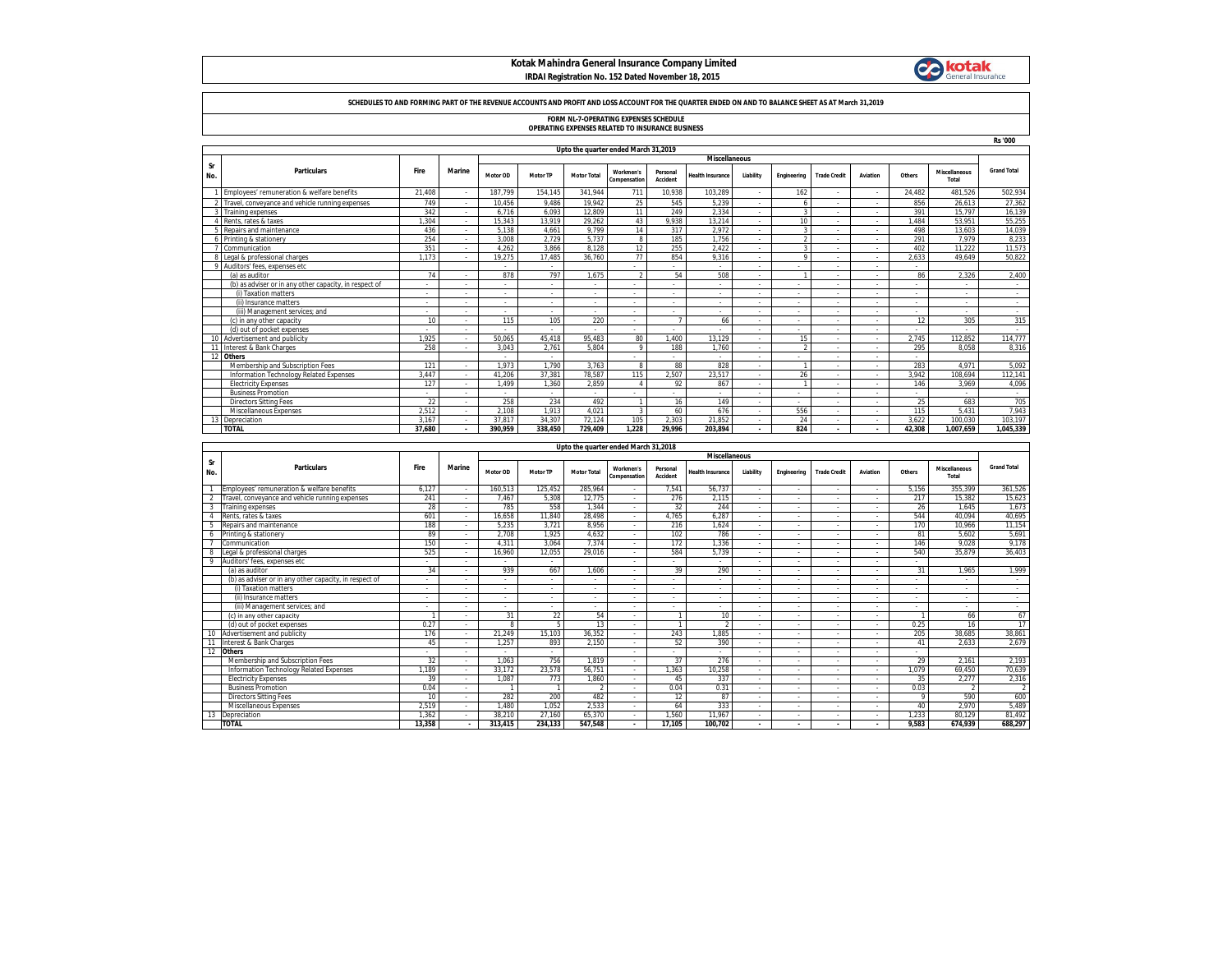# Kotak Mahindra General Insurance Company Limited

**IRDAI Registration No. 152 Dated November 18, 2015**

**SCHEDULES TO AND FORMING PART OF THE REVENUE ACCOUNTS AND PROFIT AND LOSS ACCOUNT FOR THE QUARTER ENDED ON AND TO BALANCE SHEET AS AT March 31,2019**

**FORM NL-7-OPERATING EXPENSES SCHEDULE**
**OPERATING EXPENSES RELATED TO INSURANCE BUSINESS**

Rs '000

| Upto the quarter ended March 31,2019 | | | | | | | | | | | | | | | | | |
|---|---|---|---|---|---|---|---|---|---|---|---|---|---|---|---|---|---|
| Sr No. | Particulars | Fire | Marine | Miscellaneous | | | | | | | | | | | | | Grand Total |
| | | | | Motor OD | Motor TP | Motor Total | Workmen's Compensation | Personal Accident | Health Insurance | Liability | Engineering | Trade Credit | Aviation | Others | Miscellaneous Total | |
| 1 | Employees' remuneration & welfare benefits | 21,408 | - | 187,799 | 154,145 | 341,944 | 711 | 10,938 | 103,289 | - | 162 | - | - | 24,482 | 481,526 | 502,934 |
| 2 | Travel, conveyance and vehicle running expenses | 749 | - | 10,456 | 9,486 | 19,942 | 25 | 545 | 5,239 | - | 6 | - | - | 856 | 26,613 | 27,362 |
| 3 | Training expenses | 342 | - | 6,716 | 6,093 | 12,809 | 11 | 249 | 2,334 | - | 3 | - | - | 391 | 15,797 | 16,139 |
| 4 | Rents, rates & taxes | 1,304 | - | 15,343 | 13,919 | 29,262 | 43 | 9,938 | 13,214 | - | 10 | - | - | 1,484 | 53,951 | 55,255 |
| 5 | Repairs and maintenance | 436 | - | 5,138 | 4,661 | 9,799 | 14 | 317 | 2,972 | - | 3 | - | - | 498 | 13,603 | 14,039 |
| 6 | Printing & stationery | 254 | - | 3,008 | 2,729 | 5,737 | 8 | 185 | 1,756 | - | 2 | - | - | 291 | 7,979 | 8,233 |
| 7 | Communication | 351 | - | 4,262 | 3,866 | 8,128 | 12 | 255 | 2,422 | - | 3 | - | - | 402 | 11,222 | 11,573 |
| 8 | Legal & professional charges | 1,173 | - | 19,275 | 17,485 | 36,760 | 77 | 854 | 9,316 | - | 9 | - | - | 2,633 | 49,649 | 50,822 |
| 9 | Auditors' fees, expenses etc | | | - | - | | - | - | - | - | | - | - | - | | |
| | (a) as auditor | 74 | - | 878 | 797 | 1,675 | 2 | 54 | 508 | - | 1 | - | - | 86 | 2,326 | 2,400 |
| | (b) as adviser or in any other capacity, in respect of | - | - | - | - | - | - | - | - | - | - | - | - | - | - | - |
| | (i) Taxation matters | - | - | - | - | - | - | - | - | - | - | - | - | - | - | - |
| | (ii) Insurance matters | - | - | - | - | - | - | - | - | - | - | - | - | - | - | - |
| | (iii) Management services; and | - | - | - | - | - | - | - | - | - | - | - | - | - | - | - |
| | (c) in any other capacity | 10 | - | 115 | 105 | 220 | - | 7 | 66 | - | - | - | - | 12 | 305 | 315 |
| | (d) out of pocket expenses | - | - | - | - | - | - | - | - | - | - | - | - | - | - | - |
| 10 | Advertisement and publicity | 1,925 | - | 50,065 | 45,418 | 95,483 | 80 | 1,400 | 13,129 | - | 15 | - | - | 2,745 | 112,852 | 114,777 |
| 11 | Interest & Bank Charges | 258 | - | 3,043 | 2,761 | 5,804 | 9 | 188 | 1,760 | - | 2 | - | - | 295 | 8,058 | 8,316 |
| 12 | **Others** | | | | | | - | | | - | | - | - | | | |
| | Membership and Subscription Fees | 121 | - | 1,973 | 1,790 | 3,763 | 8 | 88 | 828 | - | 1 | - | - | 283 | 4,971 | 5,092 |
| | Information Technology Related Expenses | 3,447 | - | 41,206 | 37,381 | 78,587 | 115 | 2,507 | 23,517 | - | 26 | - | - | 3,942 | 108,694 | 112,141 |
| | Electricity Expenses | 127 | - | 1,499 | 1,360 | 2,859 | 4 | 92 | 867 | - | 1 | - | - | 146 | 3,969 | 4,096 |
| | Business Promotion | - | - | - | - | - | - | - | - | - | - | - | - | - | - | - |
| | Directors Sitting Fees | 22 | - | 258 | 234 | 492 | 1 | 16 | 149 | - | - | - | - | 25 | 683 | 705 |
| | Miscellaneous Expenses | 2,512 | - | 2,108 | 1,913 | 4,021 | 3 | 60 | 676 | - | 556 | - | - | 115 | 5,431 | 7,943 |
| 13 | Depreciation | 3,167 | - | 37,817 | 34,307 | 72,124 | 105 | 2,303 | 21,852 | - | 24 | - | - | 3,622 | 100,030 | 103,197 |
| | **TOTAL** | **37,680** | **-** | **390,959** | **338,450** | **729,409** | **1,228** | **29,996** | **203,894** | **-** | **824** | **-** | **-** | **42,308** | **1,007,659** | **1,045,339** |

| Upto the quarter ended March 31,2018 | | | | | | | | | | | | | | | | | |
|---|---|---|---|---|---|---|---|---|---|---|---|---|---|---|---|---|---|
| Sr No. | Particulars | Fire | Marine | Miscellaneous | | | | | | | | | | | | | Grand Total |
| | | | | Motor OD | Motor TP | Motor Total | Workmen's Compensation | Personal Accident | Health Insurance | Liability | Engineering | Trade Credit | Aviation | Others | Miscellaneous Total | |
| 1 | Employees' remuneration & welfare benefits | 6,127 | - | 160,513 | 125,452 | 285,964 | - | 7,541 | 56,737 | - | - | - | - | 5,156 | 355,399 | 361,526 |
| 2 | Travel, conveyance and vehicle running expenses | 241 | - | 7,467 | 5,308 | 12,775 | - | 276 | 2,115 | - | - | - | - | 217 | 15,382 | 15,623 |
| 3 | Training expenses | 28 | - | 785 | 558 | 1,344 | - | 32 | 244 | - | - | - | - | 26 | 1,645 | 1,673 |
| 4 | Rents, rates & taxes | 601 | - | 16,658 | 11,840 | 28,498 | - | 4,765 | 6,287 | - | - | - | - | 544 | 40,094 | 40,695 |
| 5 | Repairs and maintenance | 188 | - | 5,235 | 3,721 | 8,956 | - | 216 | 1,624 | - | - | - | - | 170 | 10,966 | 11,154 |
| 6 | Printing & stationery | 89 | - | 2,708 | 1,925 | 4,632 | - | 102 | 786 | - | - | - | - | 81 | 5,602 | 5,691 |
| 7 | Communication | 150 | - | 4,311 | 3,064 | 7,374 | - | 172 | 1,336 | - | - | - | - | 146 | 9,028 | 9,178 |
| 8 | Legal & professional charges | 525 | - | 16,960 | 12,055 | 29,016 | - | 584 | 5,739 | - | - | - | - | 540 | 35,879 | 36,403 |
| 9 | Auditors' fees, expenses etc | - | - | - | - | | - | - | - | - | - | - | - | - | | |
| | (a) as auditor | 34 | - | 939 | 667 | 1,606 | - | 39 | 290 | - | - | - | - | 31 | 1,965 | 1,999 |
| | (b) as adviser or in any other capacity, in respect of | - | - | - | - | - | - | - | - | - | - | - | - | - | - | - |
| | (i) Taxation matters | - | - | - | - | - | - | - | - | - | - | - | - | - | - | - |
| | (ii) Insurance matters | - | - | - | - | - | - | - | - | - | - | - | - | - | - | - |
| | (iii) Management services; and | - | - | - | - | - | - | - | - | - | - | - | - | - | - | - |
| | (c) in any other capacity | 1 | - | 31 | 22 | 54 | - | 1 | 10 | - | - | - | - | 1 | 66 | 67 |
| | (d) out of pocket expenses | 0.27 | - | 8 | 5 | 13 | - | 1 | 2 | - | - | - | - | 0.25 | 16 | 17 |
| 10 | Advertisement and publicity | 176 | - | 21,249 | 15,103 | 36,352 | - | 243 | 1,885 | - | - | - | - | 205 | 38,685 | 38,861 |
| 11 | Interest & Bank Charges | 45 | - | 1,257 | 893 | 2,150 | - | 52 | 390 | - | - | - | - | 41 | 2,633 | 2,679 |
| 12 | **Others** | - | - | - | - | | - | - | - | - | - | - | - | - | | |
| | Membership and Subscription Fees | 32 | - | 1,063 | 756 | 1,819 | - | 37 | 276 | - | - | - | - | 29 | 2,161 | 2,193 |
| | Information Technology Related Expenses | 1,189 | - | 33,172 | 23,578 | 56,751 | - | 1,363 | 10,258 | - | - | - | - | 1,079 | 69,450 | 70,639 |
| | Electricity Expenses | 39 | - | 1,087 | 773 | 1,860 | - | 45 | 337 | - | - | - | - | 35 | 2,277 | 2,316 |
| | Business Promotion | 0.04 | - | 1 | 1 | 2 | - | 0.04 | 0.31 | - | - | - | - | 0.03 | 2 | 2 |
| | Directors Sitting Fees | 10 | - | 282 | 200 | 482 | - | 12 | 87 | - | - | - | - | 9 | 590 | 600 |
| | Miscellaneous Expenses | 2,519 | - | 1,480 | 1,052 | 2,533 | - | 64 | 333 | - | - | - | - | 40 | 2,970 | 5,489 |
| 13 | Depreciation | 1,362 | - | 38,210 | 27,160 | 65,370 | - | 1,560 | 11,967 | - | - | - | - | 1,233 | 80,129 | 81,492 |
| | **TOTAL** | **13,358** | **-** | **313,415** | **234,133** | **547,548** | **-** | **17,105** | **100,702** | **-** | **-** | **-** | **-** | **9,583** | **674,939** | **688,297** |